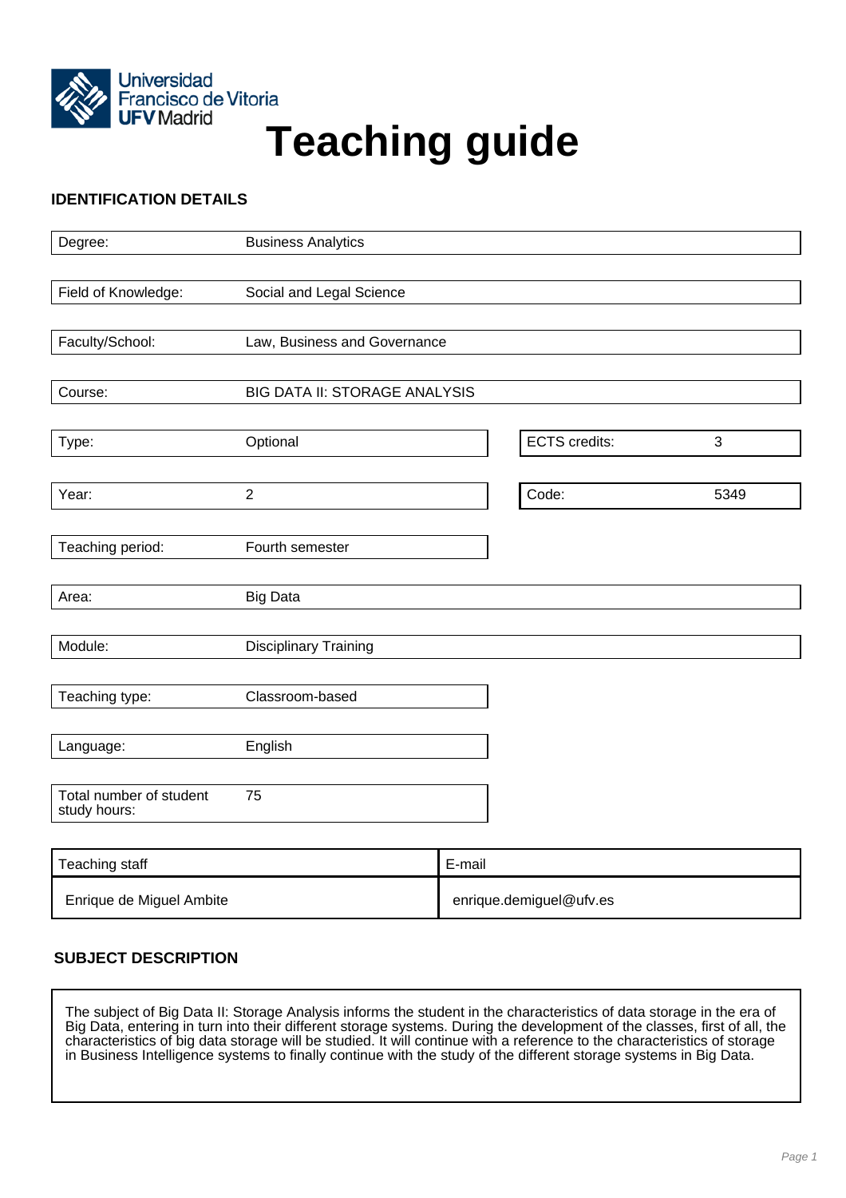Universidad Francisco de Vitoria
UFV Madrid

# Teaching guide

## IDENTIFICATION DETAILS

| | |
|---|---|
| Degree: | Business Analytics |
| Field of Knowledge: | Social and Legal Science |
| Faculty/School: | Law, Business and Governance |
| Course: | BIG DATA II: STORAGE ANALYSIS |
| Type: | Optional |
| ECTS credits: | 3 |
| Year: | 2 |
| Code: | 5349 |
| Teaching period: | Fourth semester |
| Area: | Big Data |
| Module: | Disciplinary Training |
| Teaching type: | Classroom-based |
| Language: | English |
| Total number of student study hours: | 75 |

| Teaching staff | E-mail |
|---|---|
| Enrique de Miguel Ambite | enrique.demiguel@ufv.es |

## SUBJECT DESCRIPTION

The subject of Big Data II: Storage Analysis informs the student in the characteristics of data storage in the era of Big Data, entering in turn into their different storage systems. During the development of the classes, first of all, the characteristics of big data storage will be studied. It will continue with a reference to the characteristics of storage in Business Intelligence systems to finally continue with the study of the different storage systems in Big Data.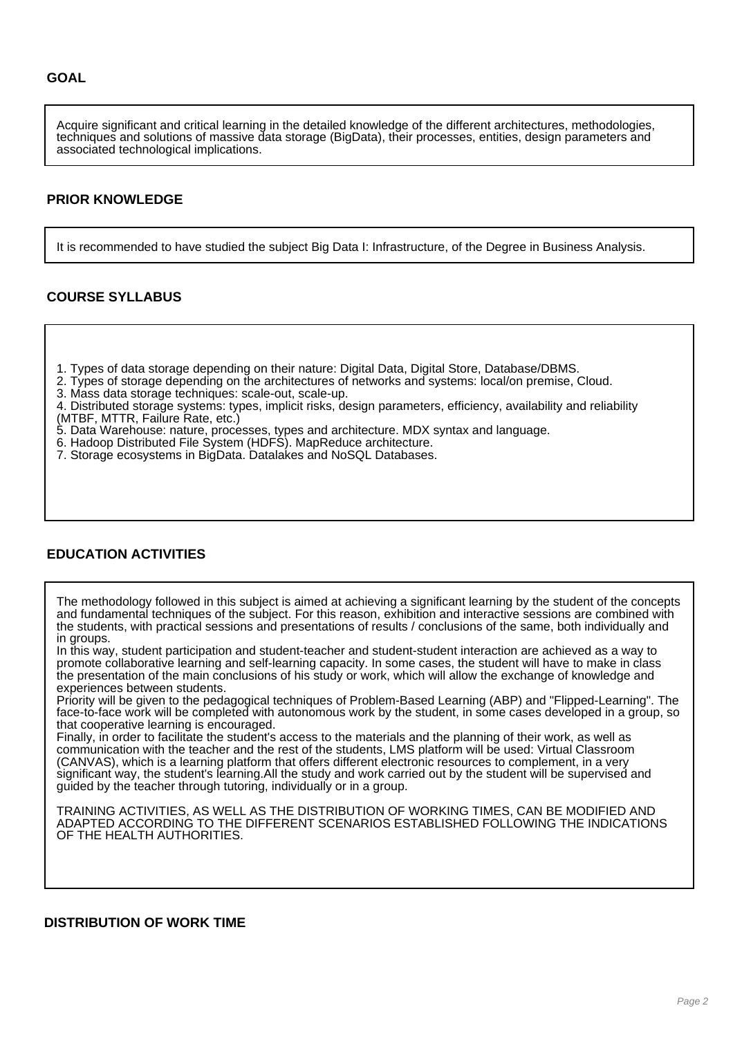## GOAL

Acquire significant and critical learning in the detailed knowledge of the different architectures, methodologies, techniques and solutions of massive data storage (BigData), their processes, entities, design parameters and associated technological implications.

## PRIOR KNOWLEDGE

It is recommended to have studied the subject Big Data I: Infrastructure, of the Degree in Business Analysis.

## COURSE SYLLABUS

1. Types of data storage depending on their nature: Digital Data, Digital Store, Database/DBMS.
2. Types of storage depending on the architectures of networks and systems: local/on premise, Cloud.
3. Mass data storage techniques: scale-out, scale-up.
4. Distributed storage systems: types, implicit risks, design parameters, efficiency, availability and reliability (MTBF, MTTR, Failure Rate, etc.)
5. Data Warehouse: nature, processes, types and architecture. MDX syntax and language.
6. Hadoop Distributed File System (HDFS). MapReduce architecture.
7. Storage ecosystems in BigData. Datalakes and NoSQL Databases.

## EDUCATION ACTIVITIES

The methodology followed in this subject is aimed at achieving a significant learning by the student of the concepts and fundamental techniques of the subject. For this reason, exhibition and interactive sessions are combined with the students, with practical sessions and presentations of results / conclusions of the same, both individually and in groups.
In this way, student participation and student-teacher and student-student interaction are achieved as a way to promote collaborative learning and self-learning capacity. In some cases, the student will have to make in class the presentation of the main conclusions of his study or work, which will allow the exchange of knowledge and experiences between students.
Priority will be given to the pedagogical techniques of Problem-Based Learning (ABP) and "Flipped-Learning". The face-to-face work will be completed with autonomous work by the student, in some cases developed in a group, so that cooperative learning is encouraged.
Finally, in order to facilitate the student's access to the materials and the planning of their work, as well as communication with the teacher and the rest of the students, LMS platform will be used: Virtual Classroom (CANVAS), which is a learning platform that offers different electronic resources to complement, in a very significant way, the student's learning.All the study and work carried out by the student will be supervised and guided by the teacher through tutoring, individually or in a group.

TRAINING ACTIVITIES, AS WELL AS THE DISTRIBUTION OF WORKING TIMES, CAN BE MODIFIED AND ADAPTED ACCORDING TO THE DIFFERENT SCENARIOS ESTABLISHED FOLLOWING THE INDICATIONS OF THE HEALTH AUTHORITIES.

## DISTRIBUTION OF WORK TIME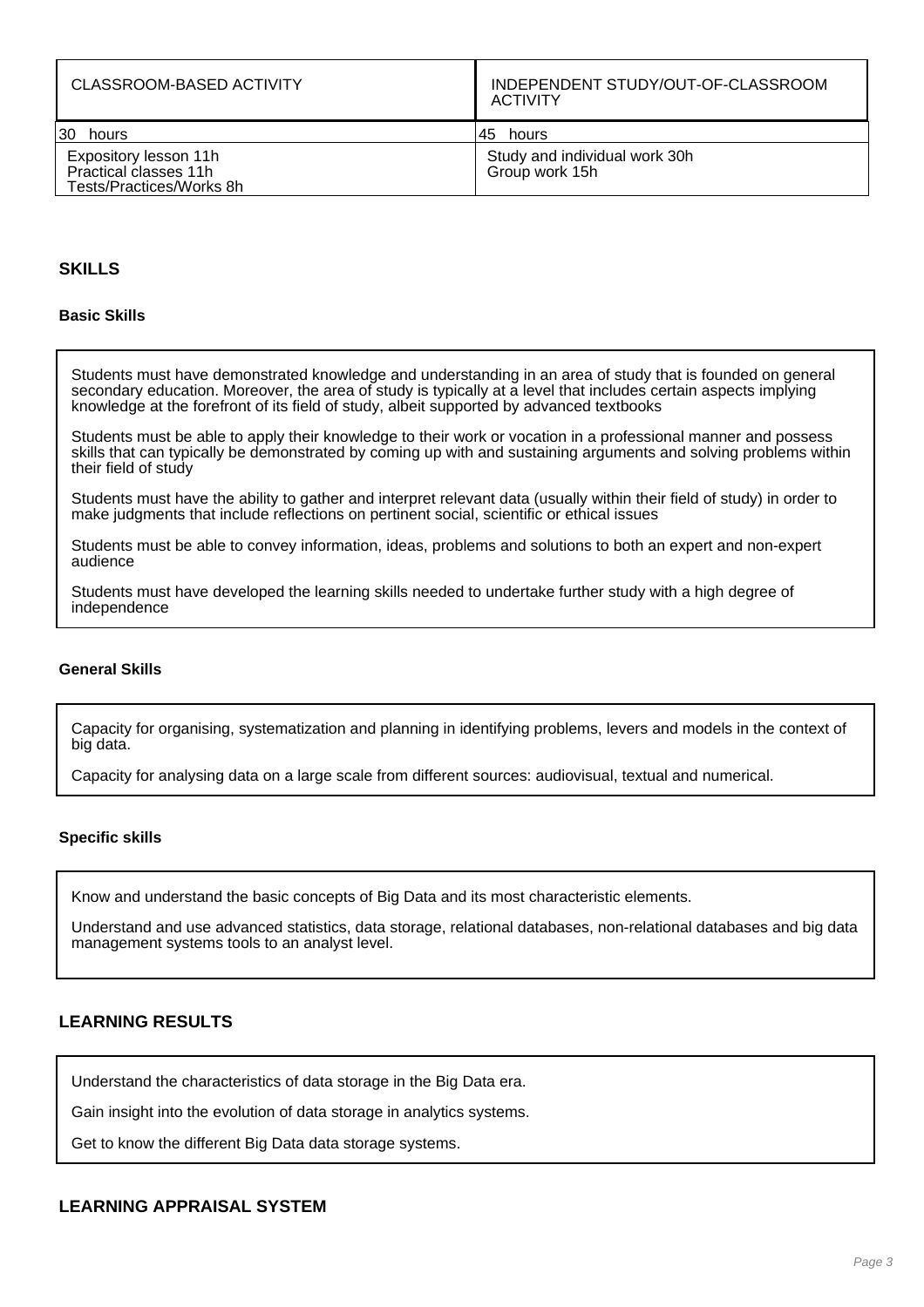| CLASSROOM-BASED ACTIVITY | INDEPENDENT STUDY/OUT-OF-CLASSROOM ACTIVITY |
|---|---|
| 30 hours | 45 hours |
| Expository lesson 11h<br>Practical classes 11h<br>Tests/Practices/Works 8h | Study and individual work 30h<br>Group work 15h |

## SKILLS

### Basic Skills

Students must have demonstrated knowledge and understanding in an area of study that is founded on general secondary education. Moreover, the area of study is typically at a level that includes certain aspects implying knowledge at the forefront of its field of study, albeit supported by advanced textbooks

Students must be able to apply their knowledge to their work or vocation in a professional manner and possess skills that can typically be demonstrated by coming up with and sustaining arguments and solving problems within their field of study

Students must have the ability to gather and interpret relevant data (usually within their field of study) in order to make judgments that include reflections on pertinent social, scientific or ethical issues

Students must be able to convey information, ideas, problems and solutions to both an expert and non-expert audience

Students must have developed the learning skills needed to undertake further study with a high degree of independence

### General Skills

Capacity for organising, systematization and planning in identifying problems, levers and models in the context of big data.

Capacity for analysing data on a large scale from different sources: audiovisual, textual and numerical.

### Specific skills

Know and understand the basic concepts of Big Data and its most characteristic elements.

Understand and use advanced statistics, data storage, relational databases, non-relational databases and big data management systems tools to an analyst level.

## LEARNING RESULTS

Understand the characteristics of data storage in the Big Data era.

Gain insight into the evolution of data storage in analytics systems.

Get to know the different Big Data data storage systems.

## LEARNING APPRAISAL SYSTEM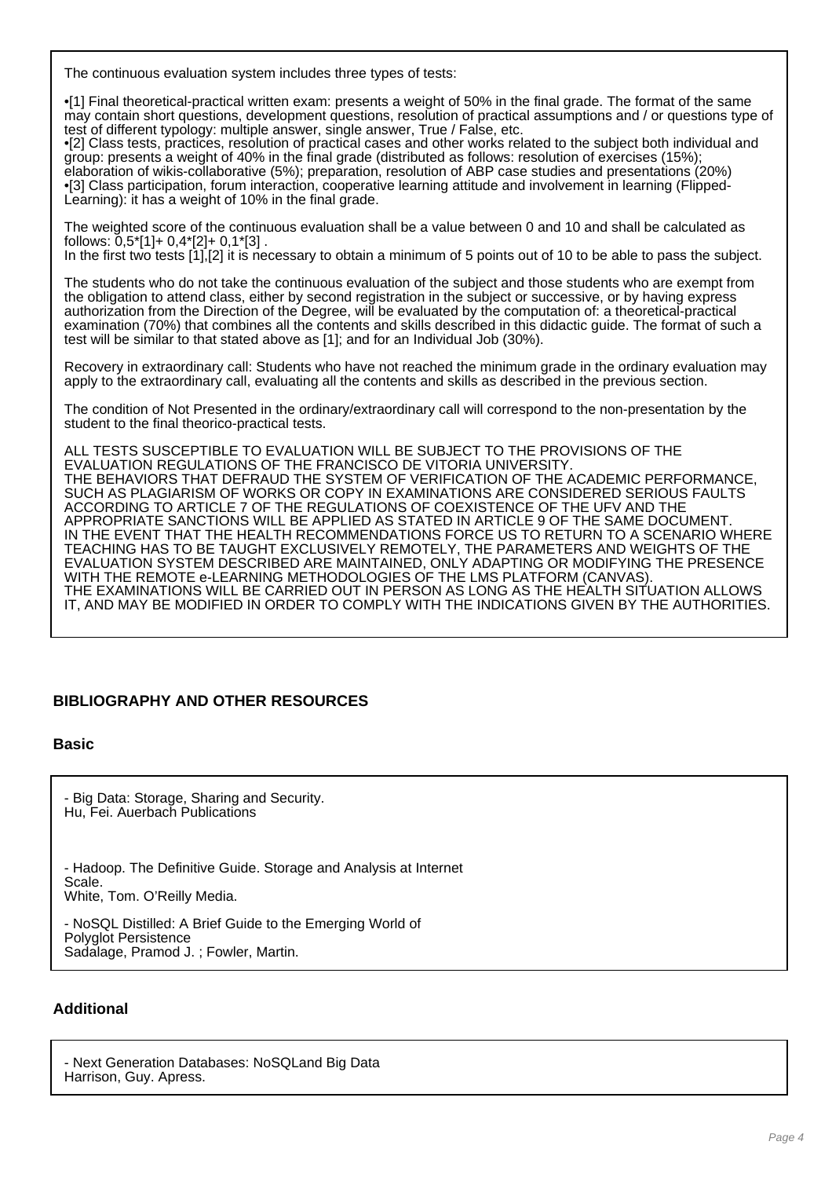The continuous evaluation system includes three types of tests:

•[1] Final theoretical-practical written exam: presents a weight of 50% in the final grade. The format of the same may contain short questions, development questions, resolution of practical assumptions and / or questions type of test of different typology: multiple answer, single answer, True / False, etc.
•[2] Class tests, practices, resolution of practical cases and other works related to the subject both individual and group: presents a weight of 40% in the final grade (distributed as follows: resolution of exercises (15%); elaboration of wikis-collaborative (5%); preparation, resolution of ABP case studies and presentations (20%)
•[3] Class participation, forum interaction, cooperative learning attitude and involvement in learning (Flipped-Learning): it has a weight of 10% in the final grade.

The weighted score of the continuous evaluation shall be a value between 0 and 10 and shall be calculated as follows: 0,5*[1]+ 0,4*[2]+ 0,1*[3] .
In the first two tests [1],[2] it is necessary to obtain a minimum of 5 points out of 10 to be able to pass the subject.

The students who do not take the continuous evaluation of the subject and those students who are exempt from the obligation to attend class, either by second registration in the subject or successive, or by having express authorization from the Direction of the Degree, will be evaluated by the computation of: a theoretical-practical examination (70%) that combines all the contents and skills described in this didactic guide. The format of such a test will be similar to that stated above as [1]; and for an Individual Job (30%).

Recovery in extraordinary call: Students who have not reached the minimum grade in the ordinary evaluation may apply to the extraordinary call, evaluating all the contents and skills as described in the previous section.

The condition of Not Presented in the ordinary/extraordinary call will correspond to the non-presentation by the student to the final theorico-practical tests.

ALL TESTS SUSCEPTIBLE TO EVALUATION WILL BE SUBJECT TO THE PROVISIONS OF THE EVALUATION REGULATIONS OF THE FRANCISCO DE VITORIA UNIVERSITY.
THE BEHAVIORS THAT DEFRAUD THE SYSTEM OF VERIFICATION OF THE ACADEMIC PERFORMANCE, SUCH AS PLAGIARISM OF WORKS OR COPY IN EXAMINATIONS ARE CONSIDERED SERIOUS FAULTS ACCORDING TO ARTICLE 7 OF THE REGULATIONS OF COEXISTENCE OF THE UFV AND THE APPROPRIATE SANCTIONS WILL BE APPLIED AS STATED IN ARTICLE 9 OF THE SAME DOCUMENT.
IN THE EVENT THAT THE HEALTH RECOMMENDATIONS FORCE US TO RETURN TO A SCENARIO WHERE TEACHING HAS TO BE TAUGHT EXCLUSIVELY REMOTELY, THE PARAMETERS AND WEIGHTS OF THE EVALUATION SYSTEM DESCRIBED ARE MAINTAINED, ONLY ADAPTING OR MODIFYING THE PRESENCE WITH THE REMOTE e-LEARNING METHODOLOGIES OF THE LMS PLATFORM (CANVAS).
THE EXAMINATIONS WILL BE CARRIED OUT IN PERSON AS LONG AS THE HEALTH SITUATION ALLOWS IT, AND MAY BE MODIFIED IN ORDER TO COMPLY WITH THE INDICATIONS GIVEN BY THE AUTHORITIES.

## BIBLIOGRAPHY AND OTHER RESOURCES

### Basic

- Big Data: Storage, Sharing and Security.
Hu, Fei. Auerbach Publications

- Hadoop. The Definitive Guide. Storage and Analysis at Internet Scale.
White, Tom. O'Reilly Media.

- NoSQL Distilled: A Brief Guide to the Emerging World of Polyglot Persistence
Sadalage, Pramod J. ; Fowler, Martin.

### Additional

- Next Generation Databases: NoSQLand Big Data
Harrison, Guy. Apress.